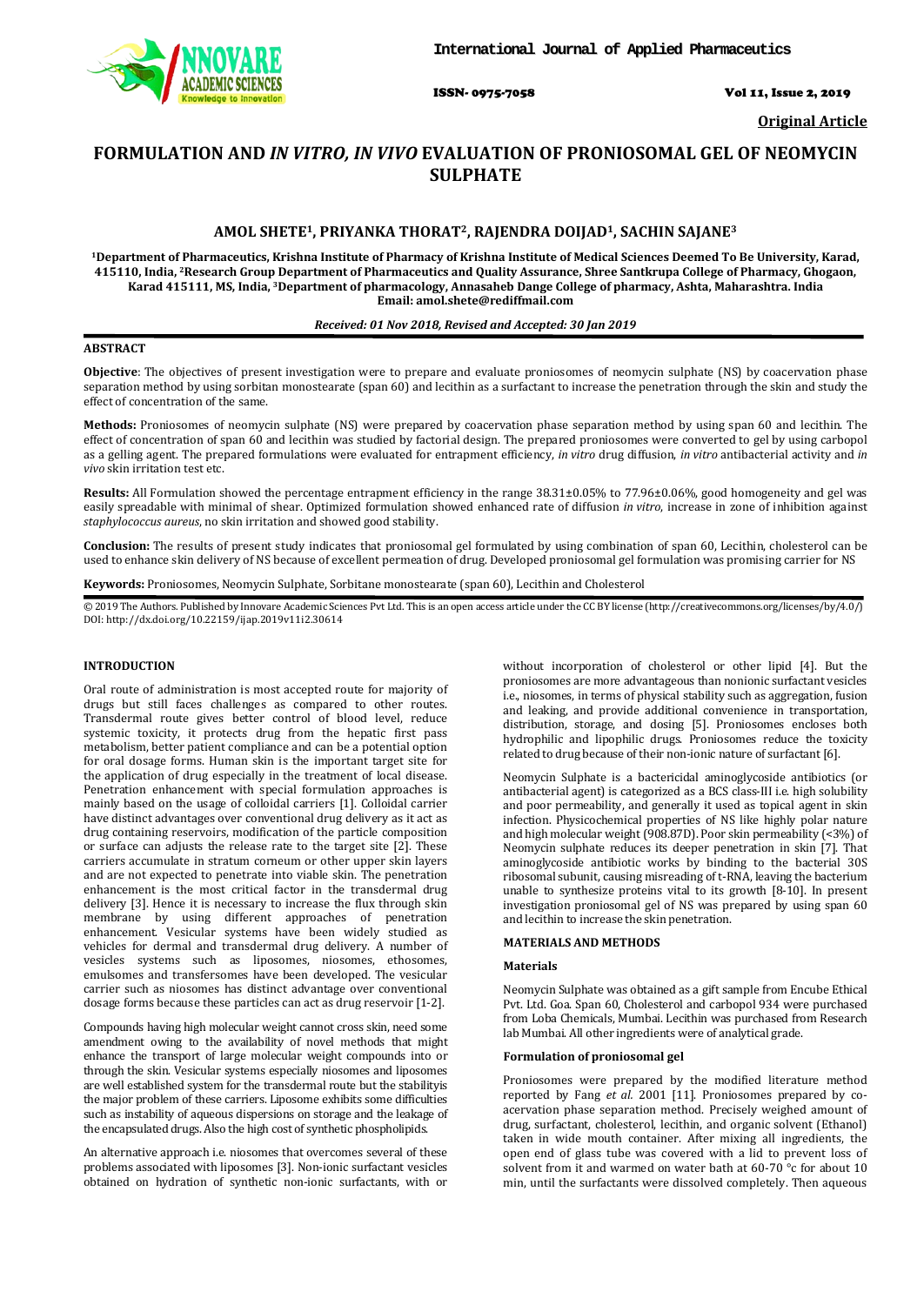Original Article

# FORMULATION AND *IN VITRO, IN VIVO* EVALUATION OF PRONIOSOMAL GEL OF NEOMYCIN SULPHATE

**AMOL SHETE[1], PRIYANKA THORAT[2], RAJENDRA DOIJAD[1], SACHIN SAJANE[3]**

**[1]Department of Pharmaceutics, Krishna Institute of Pharmacy of Krishna Institute of Medical Sciences Deemed To Be University, Karad, 415110, India, [2]Research Group Department of Pharmaceutics and Quality Assurance, Shree Santkrupa College of Pharmacy, Ghogaon, Karad 415111, MS, India, [3]Department of pharmacology, Annasaheb Dange College of pharmacy, Ashta, Maharashtra. India**
**Email: amol.shete@rediffmail.com**

***Received: 01 Nov 2018, Revised and Accepted: 30 Jan 2019***

## ABSTRACT

**Objective**: The objectives of present investigation were to prepare and evaluate proniosomes of neomycin sulphate (NS) by coacervation phase separation method by using sorbitan monostearate (span 60) and lecithin as a surfactant to increase the penetration through the skin and study the effect of concentration of the same.

**Methods:** Proniosomes of neomycin sulphate (NS) were prepared by coacervation phase separation method by using span 60 and lecithin. The effect of concentration of span 60 and lecithin was studied by factorial design. The prepared proniosomes were converted to gel by using carbopol as a gelling agent. The prepared formulations were evaluated for entrapment efficiency, *in vitro* drug diffusion, *in vitro* antibacterial activity and *in vivo* skin irritation test etc.

**Results:** All Formulation showed the percentage entrapment efficiency in the range 38.31±0.05% to 77.96±0.06%, good homogeneity and gel was easily spreadable with minimal of shear. Optimized formulation showed enhanced rate of diffusion *in vitro*, increase in zone of inhibition against *staphylococcus aureus*, no skin irritation and showed good stability.

**Conclusion:** The results of present study indicates that proniosomal gel formulated by using combination of span 60, Lecithin, cholesterol can be used to enhance skin delivery of NS because of excellent permeation of drug. Developed proniosomal gel formulation was promising carrier for NS

**Keywords:** Proniosomes, Neomycin Sulphate, Sorbitane monostearate (span 60), Lecithin and Cholesterol

© 2019 The Authors. Published by Innovare Academic Sciences Pvt Ltd. This is an open access article under the CC BY license (http://creativecommons.org/licenses/by/4.0/)
DOI: http://dx.doi.org/10.22159/ijap.2019v11i2.30614

## INTRODUCTION

Oral route of administration is most accepted route for majority of drugs but still faces challenges as compared to other routes. Transdermal route gives better control of blood level, reduce systemic toxicity, it protects drug from the hepatic first pass metabolism, better patient compliance and can be a potential option for oral dosage forms. Human skin is the important target site for the application of drug especially in the treatment of local disease. Penetration enhancement with special formulation approaches is mainly based on the usage of colloidal carriers [1]. Colloidal carrier have distinct advantages over conventional drug delivery as it act as drug containing reservoirs, modification of the particle composition or surface can adjusts the release rate to the target site [2]. These carriers accumulate in stratum corneum or other upper skin layers and are not expected to penetrate into viable skin. The penetration enhancement is the most critical factor in the transdermal drug delivery [3]. Hence it is necessary to increase the flux through skin membrane by using different approaches of penetration enhancement. Vesicular systems have been widely studied as vehicles for dermal and transdermal drug delivery. A number of vesicles systems such as liposomes, niosomes, ethosomes, emulsomes and transfersomes have been developed. The vesicular carrier such as niosomes has distinct advantage over conventional dosage forms because these particles can act as drug reservoir [1-2].

Compounds having high molecular weight cannot cross skin, need some amendment owing to the availability of novel methods that might enhance the transport of large molecular weight compounds into or through the skin. Vesicular systems especially niosomes and liposomes are well established system for the transdermal route but the stabilityis the major problem of these carriers. Liposome exhibits some difficulties such as instability of aqueous dispersions on storage and the leakage of the encapsulated drugs. Also the high cost of synthetic phospholipids.

An alternative approach i.e. niosomes that overcomes several of these problems associated with liposomes [3]. Non-ionic surfactant vesicles obtained on hydration of synthetic non-ionic surfactants, with or without incorporation of cholesterol or other lipid [4]. But the proniosomes are more advantageous than nonionic surfactant vesicles i.e., niosomes, in terms of physical stability such as aggregation, fusion and leaking, and provide additional convenience in transportation, distribution, storage, and dosing [5]. Proniosomes encloses both hydrophilic and lipophilic drugs. Proniosomes reduce the toxicity related to drug because of their non-ionic nature of surfactant [6].

Neomycin Sulphate is a bactericidal aminoglycoside antibiotics (or antibacterial agent) is categorized as a BCS class-III i.e. high solubility and poor permeability, and generally it used as topical agent in skin infection. Physicochemical properties of NS like highly polar nature and high molecular weight (908.87D). Poor skin permeability (<3%) of Neomycin sulphate reduces its deeper penetration in skin [7]. That aminoglycoside antibiotic works by binding to the bacterial 30S ribosomal subunit, causing misreading of t-RNA, leaving the bacterium unable to synthesize proteins vital to its growth [8-10]. In present investigation proniosomal gel of NS was prepared by using span 60 and lecithin to increase the skin penetration.

## MATERIALS AND METHODS

### Materials

Neomycin Sulphate was obtained as a gift sample from Encube Ethical Pvt. Ltd. Goa. Span 60, Cholesterol and carbopol 934 were purchased from Loba Chemicals, Mumbai. Lecithin was purchased from Research lab Mumbai. All other ingredients were of analytical grade.

### Formulation of proniosomal gel

Proniosomes were prepared by the modified literature method reported by Fang *et al.* 2001 [11]. Proniosomes prepared by co-acervation phase separation method. Precisely weighed amount of drug, surfactant, cholesterol, lecithin, and organic solvent (Ethanol) taken in wide mouth container. After mixing all ingredients, the open end of glass tube was covered with a lid to prevent loss of solvent from it and warmed on water bath at 60-70 °c for about 10 min, until the surfactants were dissolved completely. Then aqueous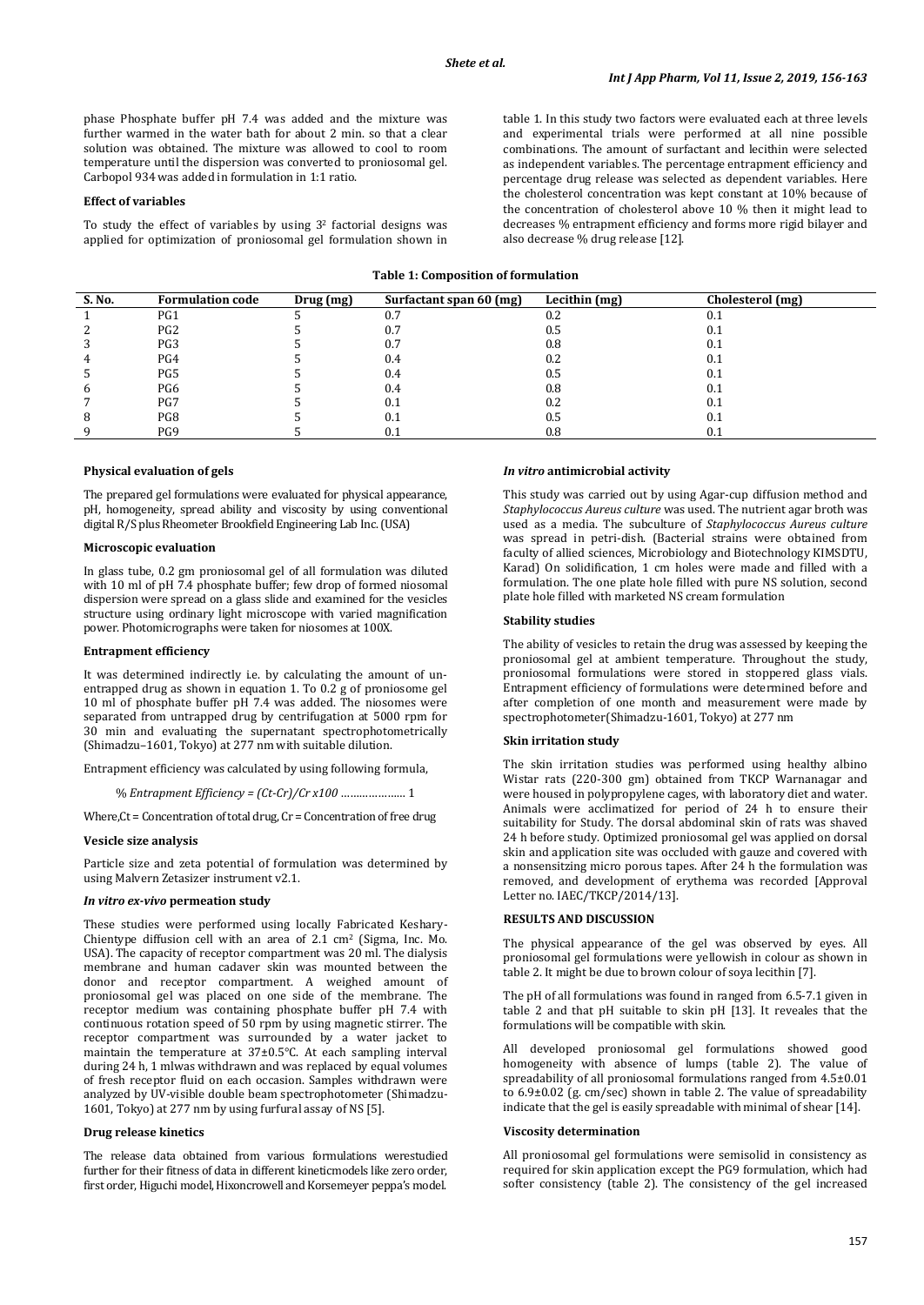phase Phosphate buffer pH 7.4 was added and the mixture was further warmed in the water bath for about 2 min. so that a clear solution was obtained. The mixture was allowed to cool to room temperature until the dispersion was converted to proniosomal gel. Carbopol 934 was added in formulation in 1:1 ratio.

**Effect of variables**

To study the effect of variables by using $3^2$ factorial designs was applied for optimization of proniosomal gel formulation shown in table 1. In this study two factors were evaluated each at three levels and experimental trials were performed at all nine possible combinations. The amount of surfactant and lecithin were selected as independent variables. The percentage entrapment efficiency and percentage drug release was selected as dependent variables. Here the cholesterol concentration was kept constant at 10% because of the concentration of cholesterol above 10 % then it might lead to decreases % entrapment efficiency and forms more rigid bilayer and also decrease % drug release [12].

**Table 1: Composition of formulation**

| S. No. | Formulation code | Drug (mg) | Surfactant span 60 (mg) | Lecithin (mg) | Cholesterol (mg) |
|---|---|---|---|---|---|
| 1 | PG1 | 5 | 0.7 | 0.2 | 0.1 |
| 2 | PG2 | 5 | 0.7 | 0.5 | 0.1 |
| 3 | PG3 | 5 | 0.7 | 0.8 | 0.1 |
| 4 | PG4 | 5 | 0.4 | 0.2 | 0.1 |
| 5 | PG5 | 5 | 0.4 | 0.5 | 0.1 |
| 6 | PG6 | 5 | 0.4 | 0.8 | 0.1 |
| 7 | PG7 | 5 | 0.1 | 0.2 | 0.1 |
| 8 | PG8 | 5 | 0.1 | 0.5 | 0.1 |
| 9 | PG9 | 5 | 0.1 | 0.8 | 0.1 |

**Physical evaluation of gels**

The prepared gel formulations were evaluated for physical appearance, pH, homogeneity, spread ability and viscosity by using conventional digital R/S plus Rheometer Brookfield Engineering Lab Inc. (USA)

**Microscopic evaluation**

In glass tube, 0.2 gm proniosomal gel of all formulation was diluted with 10 ml of pH 7.4 phosphate buffer; few drop of formed niosomal dispersion were spread on a glass slide and examined for the vesicles structure using ordinary light microscope with varied magnification power. Photomicrographs were taken for niosomes at 100X.

**Entrapment efficiency**

It was determined indirectly i.e. by calculating the amount of un-entrapped drug as shown in equation 1. To 0.2 g of proniosome gel 10 ml of phosphate buffer pH 7.4 was added. The niosomes were separated from untrapped drug by centrifugation at 5000 rpm for 30 min and evaluating the supernatant spectrophotometrically (Shimadzu–1601, Tokyo) at 277 nm with suitable dilution.

Entrapment efficiency was calculated by using following formula,

$$\% \text{ Entrapment Efficiency} = (Ct\text{-}Cr)/Cr \times 100 \quad \ldots\ldots\ldots\ldots\ldots\ldots 1$$

Where,Ct = Concentration of total drug, Cr = Concentration of free drug

**Vesicle size analysis**

Particle size and zeta potential of formulation was determined by using Malvern Zetasizer instrument v2.1.

***In vitro ex-vivo* permeation study**

These studies were performed using locally Fabricated Keshary-Chientype diffusion cell with an area of 2.1 $cm^2$ (Sigma, Inc. Mo. USA). The capacity of receptor compartment was 20 ml. The dialysis membrane and human cadaver skin was mounted between the donor and receptor compartment. A weighed amount of proniosomal gel was placed on one side of the membrane. The receptor medium was containing phosphate buffer pH 7.4 with continuous rotation speed of 50 rpm by using magnetic stirrer. The receptor compartment was surrounded by a water jacket to maintain the temperature at 37±0.5°C. At each sampling interval during 24 h, 1 mlwas withdrawn and was replaced by equal volumes of fresh receptor fluid on each occasion. Samples withdrawn were analyzed by UV-visible double beam spectrophotometer (Shimadzu-1601, Tokyo) at 277 nm by using furfural assay of NS [5].

**Drug release kinetics**

The release data obtained from various formulations werestudied further for their fitness of data in different kineticmodels like zero order, first order, Higuchi model, Hixoncrowell and Korsemeyer peppa's model.

***In vitro* antimicrobial activity**

This study was carried out by using Agar-cup diffusion method and *Staphylococcus Aureus culture* was used. The nutrient agar broth was used as a media. The subculture of *Staphylococcus Aureus culture* was spread in petri-dish. (Bacterial strains were obtained from faculty of allied sciences, Microbiology and Biotechnology KIMSDTU, Karad) On solidification, 1 cm holes were made and filled with a formulation. The one plate hole filled with pure NS solution, second plate hole filled with marketed NS cream formulation

**Stability studies**

The ability of vesicles to retain the drug was assessed by keeping the proniosomal gel at ambient temperature. Throughout the study, proniosomal formulations were stored in stoppered glass vials. Entrapment efficiency of formulations were determined before and after completion of one month and measurement were made by spectrophotometer(Shimadzu-1601, Tokyo) at 277 nm

**Skin irritation study**

The skin irritation studies was performed using healthy albino Wistar rats (220-300 gm) obtained from TKCP Warnanagar and were housed in polypropylene cages, with laboratory diet and water. Animals were acclimatized for period of 24 h to ensure their suitability for Study. The dorsal abdominal skin of rats was shaved 24 h before study. Optimized proniosomal gel was applied on dorsal skin and application site was occluded with gauze and covered with a nonsensitzing micro porous tapes. After 24 h the formulation was removed, and development of erythema was recorded [Approval Letter no. IAEC/TKCP/2014/13].

## RESULTS AND DISCUSSION

The physical appearance of the gel was observed by eyes. All proniosomal gel formulations were yellowish in colour as shown in table 2. It might be due to brown colour of soya lecithin [7].

The pH of all formulations was found in ranged from 6.5-7.1 given in table 2 and that pH suitable to skin pH [13]. It reveales that the formulations will be compatible with skin.

All developed proniosomal gel formulations showed good homogeneity with absence of lumps (table 2). The value of spreadability of all proniosomal formulations ranged from 4.5±0.01 to 6.9±0.02 (g. cm/sec) shown in table 2. The value of spreadability indicate that the gel is easily spreadable with minimal of shear [14].

**Viscosity determination**

All proniosomal gel formulations were semisolid in consistency as required for skin application except the PG9 formulation, which had softer consistency (table 2). The consistency of the gel increased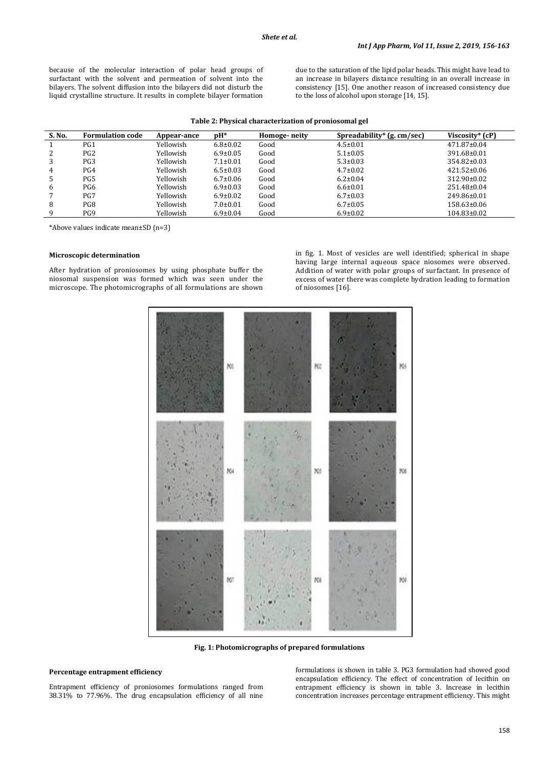because of the molecular interaction of polar head groups of surfactant with the solvent and permeation of solvent into the bilayers. The solvent diffusion into the bilayers did not disturb the liquid crystalline structure. It results in complete bilayer formation due to the saturation of the lipid polar heads. This might have lead to an increase in bilayers distance resulting in an overall increase in consistency [15]. One another reason of increased consistency due to the loss of alcohol upon storage [14, 15].

**Table 2: Physical characterization of proniosomal gel**

| S. No. | Formulation code | Appear-ance | pH* | Homoge- neity | Spreadability* (g. cm/sec) | Viscosity* (cP) |
|---|---|---|---|---|---|---|
| 1 | PG1 | Yellowish | 6.8±0.02 | Good | 4.5±0.01 | 471.87±0.04 |
| 2 | PG2 | Yellowish | 6.9±0.05 | Good | 5.1±0.05 | 391.68±0.01 |
| 3 | PG3 | Yellowish | 7.1±0.01 | Good | 5.3±0.03 | 354.82±0.03 |
| 4 | PG4 | Yellowish | 6.5±0.03 | Good | 4.7±0.02 | 421.52±0.06 |
| 5 | PG5 | Yellowish | 6.7±0.06 | Good | 6.2±0.04 | 312.90±0.02 |
| 6 | PG6 | Yellowish | 6.9±0.03 | Good | 6.6±0.01 | 251.48±0.04 |
| 7 | PG7 | Yellowish | 6.9±0.02 | Good | 6.7±0.03 | 249.86±0.01 |
| 8 | PG8 | Yellowish | 7.0±0.01 | Good | 6.7±0.05 | 158.63±0.06 |
| 9 | PG9 | Yellowish | 6.9±0.04 | Good | 6.9±0.02 | 104.83±0.02 |

*Above values indicate mean±SD (n=3)

**Microscopic determination**

After hydration of proniosomes by using phosphate buffer the niosomal suspension was formed which was seen under the microscope. The photomicrographs of all formulations are shown in fig. 1. Most of vesicles are well identified; spherical in shape having large internal aqueous space niosomes were observed. Addition of water with polar groups of surfactant. In presence of excess of water there was complete hydration leading to formation of niosomes [16].

PG1 PG2 PG3 PG4 PG5 PG6 PG7 PG8 PG9

**Fig. 1: Photomicrographs of prepared formulations**

**Percentage entrapment efficiency**

Entrapment efficiency of proniosomes formulations ranged from 38.31% to 77.96%. The drug encapsulation efficiency of all nine formulations is shown in table 3. PG3 formulation had showed good encapsulation efficiency. The effect of concentration of lecithin on entrapment efficiency is shown in table 3. Increase in lecithin concentration increases percentage entrapment efficiency. This might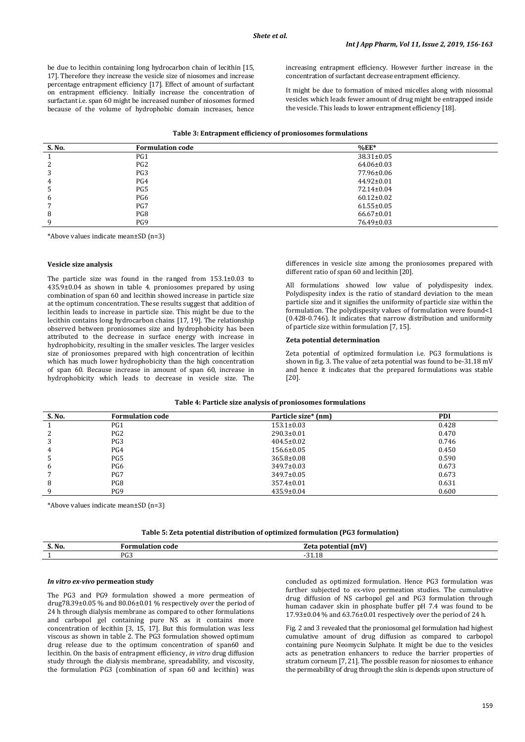be due to lecithin containing long hydrocarbon chain of lecithin [15, 17]. Therefore they increase the vesicle size of niosomes and increase percentage entrapment efficiency [17]. Effect of amount of surfactant on entrapment efficiency. Initially increase the concentration of surfactant i.e. span 60 might be increased number of niosomes formed because of the volume of hydrophobic domain increases, hence increasing entrapment efficiency. However further increase in the concentration of surfactant decrease entrapment efficiency.

It might be due to formation of mixed micelles along with niosomal vesicles which leads fewer amount of drug might be entrapped inside the vesicle. This leads to lower entrapment efficiency [18].

**Table 3: Entrapment efficiency of proniosomes formulations**

| S. No. | Formulation code | %EE* |
|---|---|---|
| 1 | PG1 | 38.31±0.05 |
| 2 | PG2 | 64.06±0.03 |
| 3 | PG3 | 77.96±0.06 |
| 4 | PG4 | 44.92±0.01 |
| 5 | PG5 | 72.14±0.04 |
| 6 | PG6 | 60.12±0.02 |
| 7 | PG7 | 61.55±0.05 |
| 8 | PG8 | 66.67±0.01 |
| 9 | PG9 | 76.49±0.03 |

*Above values indicate mean±SD (n=3)

### Vesicle size analysis

The particle size was found in the ranged from 153.1±0.03 to 435.9±0.04 as shown in table 4. proniosomes prepared by using combination of span 60 and lecithin showed increase in particle size at the optimum concentration. These results suggest that addition of lecithin leads to increase in particle size. This might be due to the lecithin contains long hydrocarbon chains [17, 19]. The relationship observed between proniosomes size and hydrophobicity has been attributed to the decrease in surface energy with increase in hydrophobicity, resulting in the smaller vesicles. The larger vesicles size of proniosomes prepared with high concentration of lecithin which has much lower hydrophobicity than the high concentration of span 60. Because increase in amount of span 60, increase in hydrophobicity which leads to decrease in vesicle size. The differences in vesicle size among the proniosomes prepared with different ratio of span 60 and lecithin [20].

All formulations showed low value of polydispesity index. Polydispesity index is the ratio of standard deviation to the mean particle size and it signifies the uniformity of particle size within the formulation. The polydispersity values of formulation were found<1 (0.428-0.746). It indicates that narrow distribution and uniformity of particle size within formulation [7, 15].

### Zeta potential determination

Zeta potential of optimized formulation i.e. PG3 formulations is shown in fig. 3. The value of zeta potential was found to be-31.18 mV and hence it indicates that the prepared formulations was stable [20].

**Table 4: Particle size analysis of proniosomes formulations**

| S. No. | Formulation code | Particle size* (nm) | PDI |
|---|---|---|---|
| 1 | PG1 | 153.1±0.03 | 0.428 |
| 2 | PG2 | 290.3±0.01 | 0.470 |
| 3 | PG3 | 404.5±0.02 | 0.746 |
| 4 | PG4 | 156.6±0.05 | 0.450 |
| 5 | PG5 | 365.8±0.08 | 0.590 |
| 6 | PG6 | 349.7±0.03 | 0.673 |
| 7 | PG7 | 349.7±0.05 | 0.673 |
| 8 | PG8 | 357.4±0.01 | 0.631 |
| 9 | PG9 | 435.9±0.04 | 0.600 |

*Above values indicate mean±SD (n=3)

**Table 5: Zeta potential distribution of optimized formulation (PG3 formulation)**

| S. No. | Formulation code | Zeta potential (mV) |
|---|---|---|
| 1 | PG3 | -31.18 |

### *In vitro ex-vivo* permeation study

The PG3 and PG9 formulation showed a more permeation of drug78.39±0.05 % and 80.06±0.01 % respectively over the period of 24 h through dialysis membrane as compared to other formulations and carbopol gel containing pure NS as it contains more concentration of lecithin [3, 15, 17]. But this formulation was less viscous as shown in table 2. The PG3 formulation showed optimum drug release due to the optimum concentration of span60 and lecithin. On the basis of entrapment efficiency, *in vitro* drug diffusion study through the dialysis membrane, spreadability, and viscosity, the formulation PG3 (combination of span 60 and lecithin) was concluded as optimized formulation. Hence PG3 formulation was further subjected to ex-vivo permeation studies. The cumulative drug diffusion of NS carbopol gel and PG3 formulation through human cadaver skin in phosphate buffer pH 7.4 was found to be 17.93±0.04 % and 63.76±0.01 respectively over the period of 24 h.

Fig. 2 and 3 revealed that the proniosomal gel formulation had highest cumulative amount of drug diffusion as compared to carbopol containing pure Neomycin Sulphate. It might be due to the vesicles acts as penetration enhancers to reduce the barrier properties of stratum corneum [7, 21]. The possible reason for niosomes to enhance the permeability of drug through the skin is depends upon structure of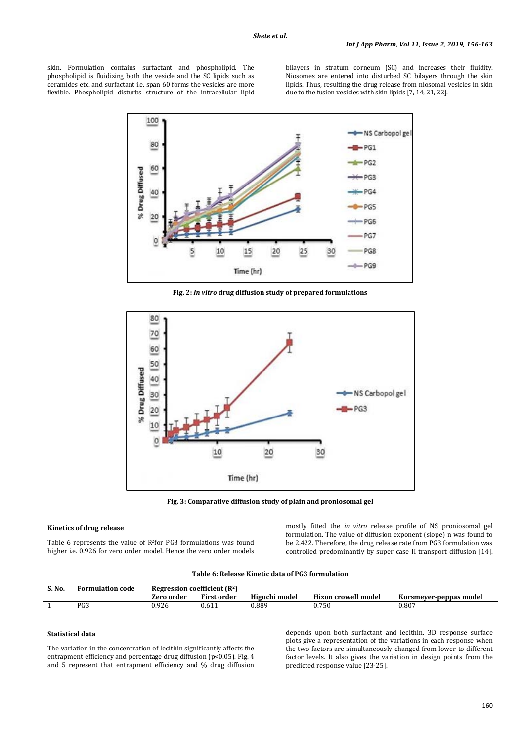skin. Formulation contains surfactant and phospholipid. The phospholipid is fluidizing both the vesicle and the SC lipids such as ceramides etc. and surfactant i.e. span 60 forms the vesicles are more flexible. Phospholipid disturbs structure of the intracellular lipid bilayers in stratum corneum (SC) and increases their fluidity. Niosomes are entered into disturbed SC bilayers through the skin lipids. Thus, resulting the drug release from niosomal vesicles in skin due to the fusion vesicles with skin lipids [7, 14, 21, 22].

100
80
60
40
20
0
% Drug Diffused
5
10
15
20
25
30
Time (hr)
NS Carbopol gel
PG1
PG2
PG3
PG4
PG5
PG6
PG7
PG8
PG9

**Fig. 2: *In vitro* drug diffusion study of prepared formulations**

80
70
60
50
40
30
20
10
0
% Drug Diffused
10
20
30
Time (hr)
NS Carbopol gel
PG3

**Fig. 3: Comparative diffusion study of plain and proniosomal gel**

### Kinetics of drug release

Table 6 represents the value of $R^2$for PG3 formulations was found higher i.e. 0.926 for zero order model. Hence the zero order models mostly fitted the *in vitro* release profile of NS proniosomal gel formulation. The value of diffusion exponent (slope) n was found to be 2.422. Therefore, the drug release rate from PG3 formulation was controlled predominantly by super case II transport diffusion [14].

**Table 6: Release Kinetic data of PG3 formulation**

| S. No. | Formulation code | Regression coefficient ($R^2$) | | | | |
|---|---|---|---|---|---|---|
| | | Zero order | First order | Higuchi model | Hixon crowell model | Korsmeyer-peppas model |
| 1 | PG3 | 0.926 | 0.611 | 0.889 | 0.750 | 0.807 |

### Statistical data

The variation in the concentration of lecithin significantly affects the entrapment efficiency and percentage drug diffusion ($p<0.05$). Fig. 4 and 5 represent that entrapment efficiency and % drug diffusion depends upon both surfactant and lecithin. 3D response surface plots give a representation of the variations in each response when the two factors are simultaneously changed from lower to different factor levels. It also gives the variation in design points from the predicted response value [23-25].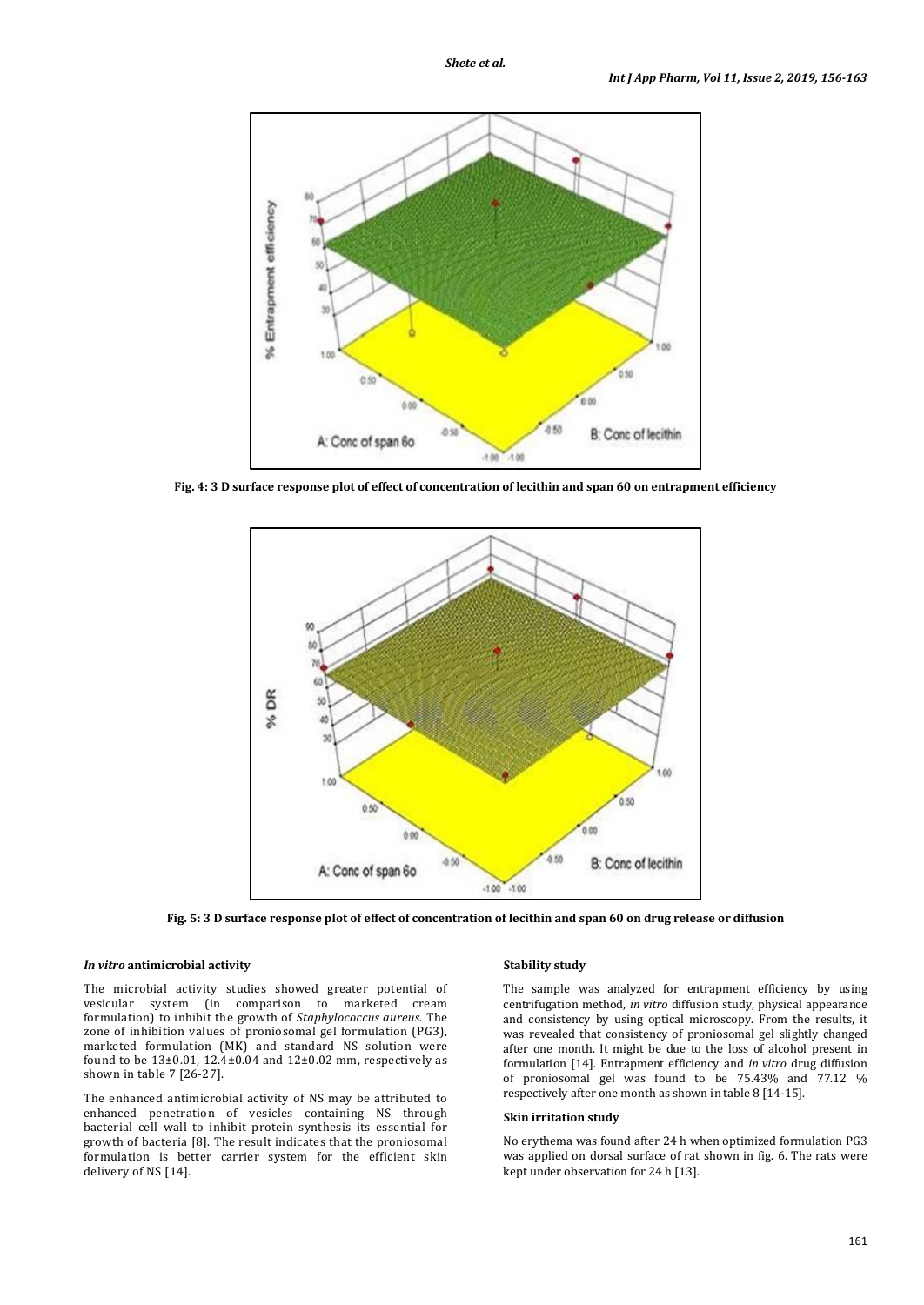% Entrapment efficiency

80
70
60
50
40
30

1.00
0.50
0.00
-0.50
-1.00

A: Conc of span 6o

B: Conc of lecithin

-1.00
-0.50
0.00
0.50
1.00

**Fig. 4: 3 D surface response plot of effect of concentration of lecithin and span 60 on entrapment efficiency**

% DR

90
80
70
60
50
40
30

1.00
0.50
0.00
-0.50
-1.00

A: Conc of span 6o

B: Conc of lecithin

-1.00
-0.50
0.00
0.50
1.00

**Fig. 5: 3 D surface response plot of effect of concentration of lecithin and span 60 on drug release or diffusion**

### *In vitro* antimicrobial activity

The microbial activity studies showed greater potential of vesicular system (in comparison to marketed cream formulation) to inhibit the growth of *Staphylococcus aureus*. The zone of inhibition values of proniosomal gel formulation (PG3), marketed formulation (MK) and standard NS solution were found to be 13±0.01, 12.4±0.04 and 12±0.02 mm, respectively as shown in table 7 [26-27].

The enhanced antimicrobial activity of NS may be attributed to enhanced penetration of vesicles containing NS through bacterial cell wall to inhibit protein synthesis its essential for growth of bacteria [8]. The result indicates that the proniosomal formulation is better carrier system for the efficient skin delivery of NS [14].

### Stability study

The sample was analyzed for entrapment efficiency by using centrifugation method, *in vitro* diffusion study, physical appearance and consistency by using optical microscopy. From the results, it was revealed that consistency of proniosomal gel slightly changed after one month. It might be due to the loss of alcohol present in formulation [14]. Entrapment efficiency and *in vitro* drug diffusion of proniosomal gel was found to be 75.43% and 77.12 % respectively after one month as shown in table 8 [14-15].

### Skin irritation study

No erythema was found after 24 h when optimized formulation PG3 was applied on dorsal surface of rat shown in fig. 6. The rats were kept under observation for 24 h [13].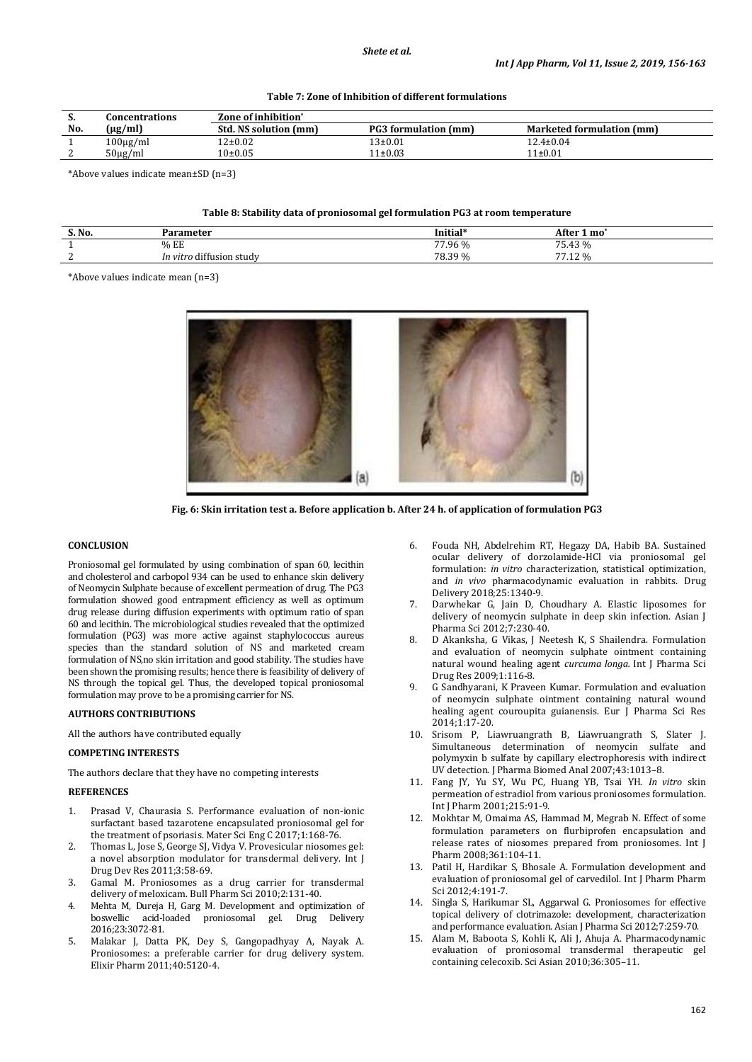**Table 7: Zone of Inhibition of different formulations**

| S. No. | Concentrations (µg/ml) | Zone of inhibition* | | |
|---|---|---|---|---|
| | | Std. NS solution (mm) | PG3 formulation (mm) | Marketed formulation (mm) |
| 1 | 100µg/ml | 12±0.02 | 13±0.01 | 12.4±0.04 |
| 2 | 50µg/ml | 10±0.05 | 11±0.03 | 11±0.01 |

*Above values indicate mean±SD (n=3)

**Table 8: Stability data of proniosomal gel formulation PG3 at room temperature**

| S. No. | Parameter | Initial* | After 1 mo* |
|---|---|---|---|
| 1 | % EE | 77.96 % | 75.43 % |
| 2 | *In vitro* diffusion study | 78.39 % | 77.12 % |

*Above values indicate mean (n=3)

**Fig. 6: Skin irritation test a. Before application b. After 24 h. of application of formulation PG3**

## CONCLUSION

Proniosomal gel formulated by using combination of span 60, lecithin and cholesterol and carbopol 934 can be used to enhance skin delivery of Neomycin Sulphate because of excellent permeation of drug. The PG3 formulation showed good entrapment efficiency as well as optimum drug release during diffusion experiments with optimum ratio of span 60 and lecithin. The microbiological studies revealed that the optimized formulation (PG3) was more active against staphylococcus aureus species than the standard solution of NS and marketed cream formulation of NS,no skin irritation and good stability. The studies have been shown the promising results; hence there is feasibility of delivery of NS through the topical gel. Thus, the developed topical proniosomal formulation may prove to be a promising carrier for NS.

## AUTHORS CONTRIBUTIONS

All the authors have contributed equally

## COMPETING INTERESTS

The authors declare that they have no competing interests

## REFERENCES

1. Prasad V, Chaurasia S. Performance evaluation of non-ionic surfactant based tazarotene encapsulated proniosomal gel for the treatment of psoriasis. Mater Sci Eng C 2017;1:168-76.
2. Thomas L, Jose S, George SJ, Vidya V. Provesicular niosomes gel: a novel absorption modulator for transdermal delivery. Int J Drug Dev Res 2011;3:58-69.
3. Gamal M. Proniosomes as a drug carrier for transdermal delivery of meloxicam. Bull Pharm Sci 2010;2:131-40.
4. Mehta M, Dureja H, Garg M. Development and optimization of boswellic acid-loaded proniosomal gel. Drug Delivery 2016;23:3072-81.
5. Malakar J, Datta PK, Dey S, Gangopadhyay A, Nayak A. Proniosomes: a preferable carrier for drug delivery system. Elixir Pharm 2011;40:5120-4.
6. Fouda NH, Abdelrehim RT, Hegazy DA, Habib BA. Sustained ocular delivery of dorzolamide-HCl via proniosomal gel formulation: *in vitro* characterization, statistical optimization, and *in vivo* pharmacodynamic evaluation in rabbits. Drug Delivery 2018;25:1340-9.
7. Darwhekar G, Jain D, Choudhary A. Elastic liposomes for delivery of neomycin sulphate in deep skin infection. Asian J Pharma Sci 2012;7:230-40.
8. D Akanksha, G Vikas, J Neetesh K, S Shailendra. Formulation and evaluation of neomycin sulphate ointment containing natural wound healing agent *curcuma longa.* Int J Pharma Sci Drug Res 2009;1:116-8.
9. G Sandhyarani, K Praveen Kumar. Formulation and evaluation of neomycin sulphate ointment containing natural wound healing agent couroupita guianensis. Eur J Pharma Sci Res 2014;1:17-20.
10. Srisom P, Liawruangrath B, Liawruangrath S, Slater J. Simultaneous determination of neomycin sulfate and polymyxin b sulfate by capillary electrophoresis with indirect UV detection. J Pharma Biomed Anal 2007;43:1013–8.
11. Fang JY, Yu SY, Wu PC, Huang YB, Tsai YH. *In vitro* skin permeation of estradiol from various proniosomes formulation. Int J Pharm 2001;215:91-9.
12. Mokhtar M, Omaima AS, Hammad M, Megrab N. Effect of some formulation parameters on flurbiprofen encapsulation and release rates of niosomes prepared from proniosomes. Int J Pharm 2008;361:104-11.
13. Patil H, Hardikar S, Bhosale A. Formulation development and evaluation of proniosomal gel of carvedilol. Int J Pharm Pharm Sci 2012;4:191-7.
14. Singla S, Harikumar SL, Aggarwal G. Proniosomes for effective topical delivery of clotrimazole: development, characterization and performance evaluation. Asian J Pharma Sci 2012;7:259-70.
15. Alam M, Baboota S, Kohli K, Ali J, Ahuja A. Pharmacodynamic evaluation of proniosomal transdermal therapeutic gel containing celecoxib. Sci Asian 2010;36:305–11.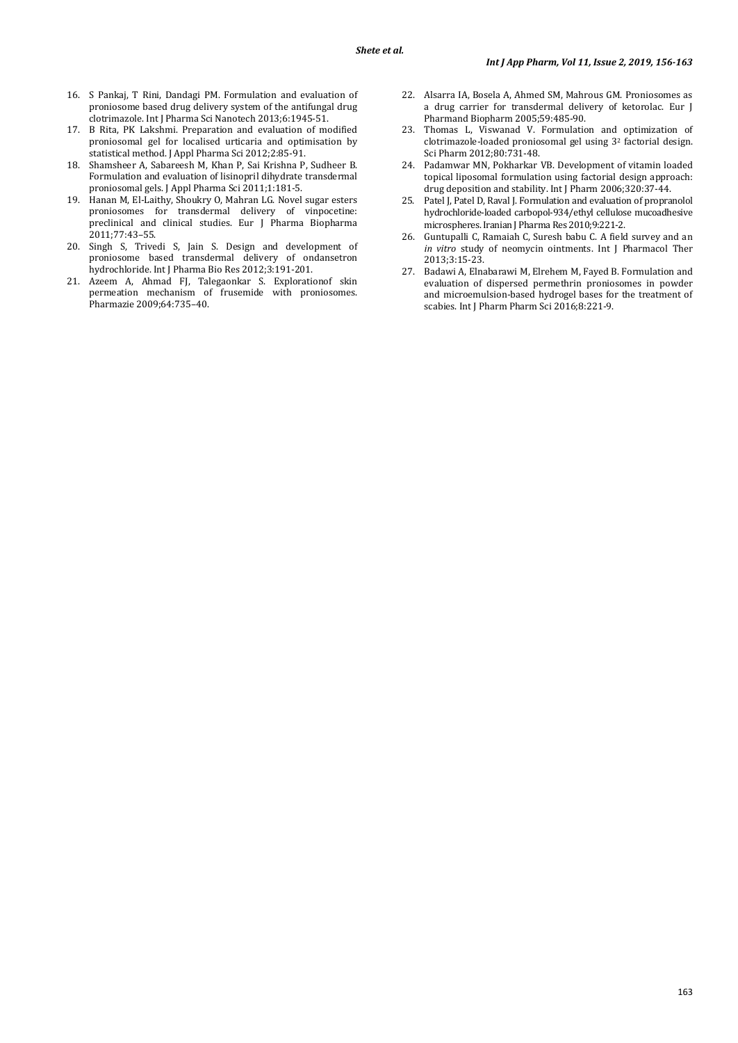16. S Pankaj, T Rini, Dandagi PM. Formulation and evaluation of proniosome based drug delivery system of the antifungal drug clotrimazole. Int J Pharma Sci Nanotech 2013;6:1945-51.
17. B Rita, PK Lakshmi. Preparation and evaluation of modified proniosomal gel for localised urticaria and optimisation by statistical method. J Appl Pharma Sci 2012;2:85-91.
18. Shamsheer A, Sabareesh M, Khan P, Sai Krishna P, Sudheer B. Formulation and evaluation of lisinopril dihydrate transdermal proniosomal gels. J Appl Pharma Sci 2011;1:181-5.
19. Hanan M, El-Laithy, Shoukry O, Mahran LG. Novel sugar esters proniosomes for transdermal delivery of vinpocetine: preclinical and clinical studies. Eur J Pharma Biopharma 2011;77:43–55.
20. Singh S, Trivedi S, Jain S. Design and development of proniosome based transdermal delivery of ondansetron hydrochloride. Int J Pharma Bio Res 2012;3:191-201.
21. Azeem A, Ahmad FJ, Talegaonkar S. Explorationof skin permeation mechanism of frusemide with proniosomes. Pharmazie 2009;64:735–40.
22. Alsarra IA, Bosela A, Ahmed SM, Mahrous GM. Proniosomes as a drug carrier for transdermal delivery of ketorolac. Eur J Pharmand Biopharm 2005;59:485-90.
23. Thomas L, Viswanad V. Formulation and optimization of clotrimazole-loaded proniosomal gel using $3^2$ factorial design. Sci Pharm 2012;80:731-48.
24. Padamwar MN, Pokharkar VB. Development of vitamin loaded topical liposomal formulation using factorial design approach: drug deposition and stability. Int J Pharm 2006;320:37-44.
25. Patel J, Patel D, Raval J. Formulation and evaluation of propranolol hydrochloride-loaded carbopol-934/ethyl cellulose mucoadhesive microspheres. Iranian J Pharma Res 2010;9:221-2.
26. Guntupalli C, Ramaiah C, Suresh babu C. A field survey and an *in vitro* study of neomycin ointments. Int J Pharmacol Ther 2013;3:15-23.
27. Badawi A, Elnabarawi M, Elrehem M, Fayed B. Formulation and evaluation of dispersed permethrin proniosomes in powder and microemulsion-based hydrogel bases for the treatment of scabies. Int J Pharm Pharm Sci 2016;8:221-9.